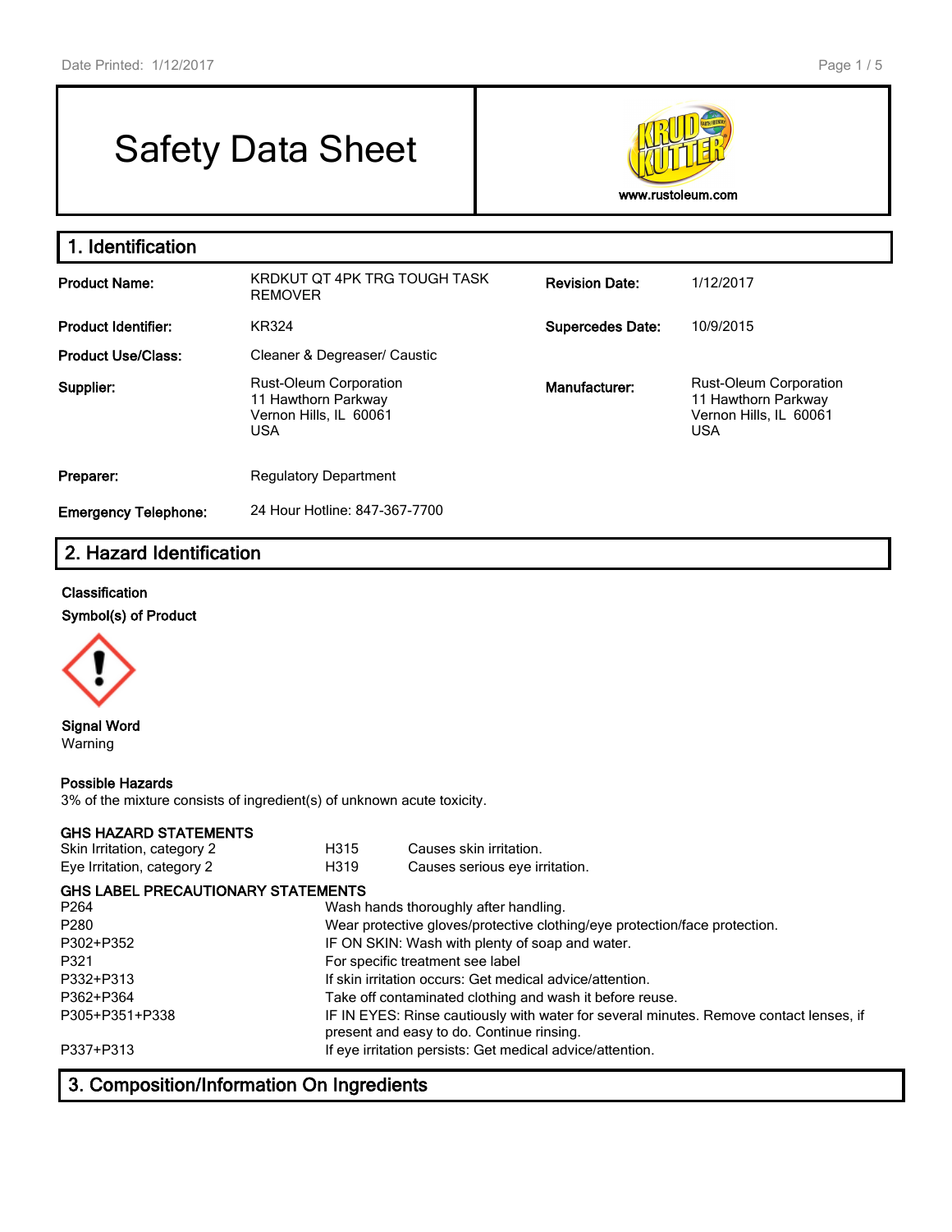# Safety Data Sheet

www.rustoleum.com

## 1. Identification

| | | | |
|---|---|---|---|
| **Product Name:** | KRDKUT QT 4PK TRG TOUGH TASK REMOVER | **Revision Date:** | 1/12/2017 |
| **Product Identifier:** | KR324 | **Supercedes Date:** | 10/9/2015 |
| **Product Use/Class:** | Cleaner & Degreaser/ Caustic | | |
| **Supplier:** | Rust-Oleum Corporation<br>11 Hawthorn Parkway<br>Vernon Hills, IL 60061<br>USA | **Manufacturer:** | Rust-Oleum Corporation<br>11 Hawthorn Parkway<br>Vernon Hills, IL 60061<br>USA |
| **Preparer:** | Regulatory Department | | |
| **Emergency Telephone:** | 24 Hour Hotline: 847-367-7700 | | |

## 2. Hazard Identification

**Classification**

**Symbol(s) of Product**

**Signal Word**
Warning

**Possible Hazards**
3% of the mixture consists of ingredient(s) of unknown acute toxicity.

**GHS HAZARD STATEMENTS**

| | | |
|---|---|---|
| Skin Irritation, category 2 | H315 | Causes skin irritation. |
| Eye Irritation, category 2 | H319 | Causes serious eye irritation. |

**GHS LABEL PRECAUTIONARY STATEMENTS**

| | |
|---|---|
| P264 | Wash hands thoroughly after handling. |
| P280 | Wear protective gloves/protective clothing/eye protection/face protection. |
| P302+P352 | IF ON SKIN: Wash with plenty of soap and water. |
| P321 | For specific treatment see label |
| P332+P313 | If skin irritation occurs: Get medical advice/attention. |
| P362+P364 | Take off contaminated clothing and wash it before reuse. |
| P305+P351+P338 | IF IN EYES: Rinse cautiously with water for several minutes. Remove contact lenses, if present and easy to do. Continue rinsing. |
| P337+P313 | If eye irritation persists: Get medical advice/attention. |

## 3. Composition/Information On Ingredients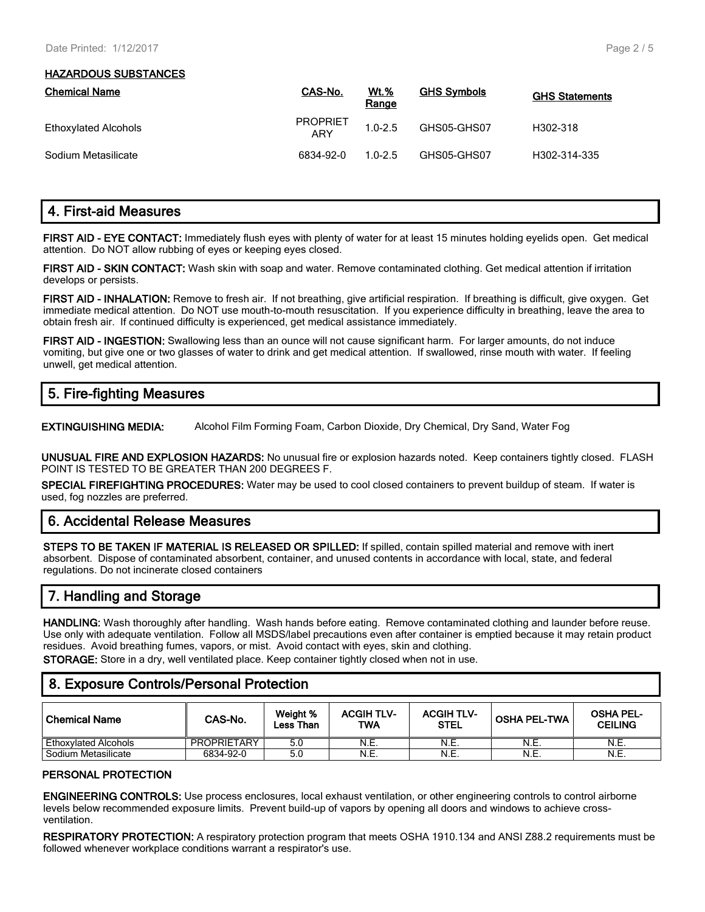### HAZARDOUS SUBSTANCES

| Chemical Name | CAS-No. | Wt.% Range | GHS Symbols | GHS Statements |
|---|---|---|---|---|
| Ethoxylated Alcohols | PROPRIETARY | 1.0-2.5 | GHS05-GHS07 | H302-318 |
| Sodium Metasilicate | 6834-92-0 | 1.0-2.5 | GHS05-GHS07 | H302-314-335 |

## 4. First-aid Measures

**FIRST AID - EYE CONTACT:** Immediately flush eyes with plenty of water for at least 15 minutes holding eyelids open. Get medical attention. Do NOT allow rubbing of eyes or keeping eyes closed.

**FIRST AID - SKIN CONTACT:** Wash skin with soap and water. Remove contaminated clothing. Get medical attention if irritation develops or persists.

**FIRST AID - INHALATION:** Remove to fresh air. If not breathing, give artificial respiration. If breathing is difficult, give oxygen. Get immediate medical attention. Do NOT use mouth-to-mouth resuscitation. If you experience difficulty in breathing, leave the area to obtain fresh air. If continued difficulty is experienced, get medical assistance immediately.

**FIRST AID - INGESTION:** Swallowing less than an ounce will not cause significant harm. For larger amounts, do not induce vomiting, but give one or two glasses of water to drink and get medical attention. If swallowed, rinse mouth with water. If feeling unwell, get medical attention.

## 5. Fire-fighting Measures

**EXTINGUISHING MEDIA:** Alcohol Film Forming Foam, Carbon Dioxide, Dry Chemical, Dry Sand, Water Fog

**UNUSUAL FIRE AND EXPLOSION HAZARDS:** No unusual fire or explosion hazards noted. Keep containers tightly closed. FLASH POINT IS TESTED TO BE GREATER THAN 200 DEGREES F.

**SPECIAL FIREFIGHTING PROCEDURES:** Water may be used to cool closed containers to prevent buildup of steam. If water is used, fog nozzles are preferred.

## 6. Accidental Release Measures

**STEPS TO BE TAKEN IF MATERIAL IS RELEASED OR SPILLED:** If spilled, contain spilled material and remove with inert absorbent. Dispose of contaminated absorbent, container, and unused contents in accordance with local, state, and federal regulations. Do not incinerate closed containers

## 7. Handling and Storage

**HANDLING:** Wash thoroughly after handling. Wash hands before eating. Remove contaminated clothing and launder before reuse. Use only with adequate ventilation. Follow all MSDS/label precautions even after container is emptied because it may retain product residues. Avoid breathing fumes, vapors, or mist. Avoid contact with eyes, skin and clothing.

**STORAGE:** Store in a dry, well ventilated place. Keep container tightly closed when not in use.

## 8. Exposure Controls/Personal Protection

| Chemical Name | CAS-No. | Weight % Less Than | ACGIH TLV-TWA | ACGIH TLV-STEL | OSHA PEL-TWA | OSHA PEL-CEILING |
|---|---|---|---|---|---|---|
| Ethoxylated Alcohols | PROPRIETARY | 5.0 | N.E. | N.E. | N.E. | N.E. |
| Sodium Metasilicate | 6834-92-0 | 5.0 | N.E. | N.E. | N.E. | N.E. |

### PERSONAL PROTECTION

**ENGINEERING CONTROLS:** Use process enclosures, local exhaust ventilation, or other engineering controls to control airborne levels below recommended exposure limits. Prevent build-up of vapors by opening all doors and windows to achieve cross-ventilation.

**RESPIRATORY PROTECTION:** A respiratory protection program that meets OSHA 1910.134 and ANSI Z88.2 requirements must be followed whenever workplace conditions warrant a respirator's use.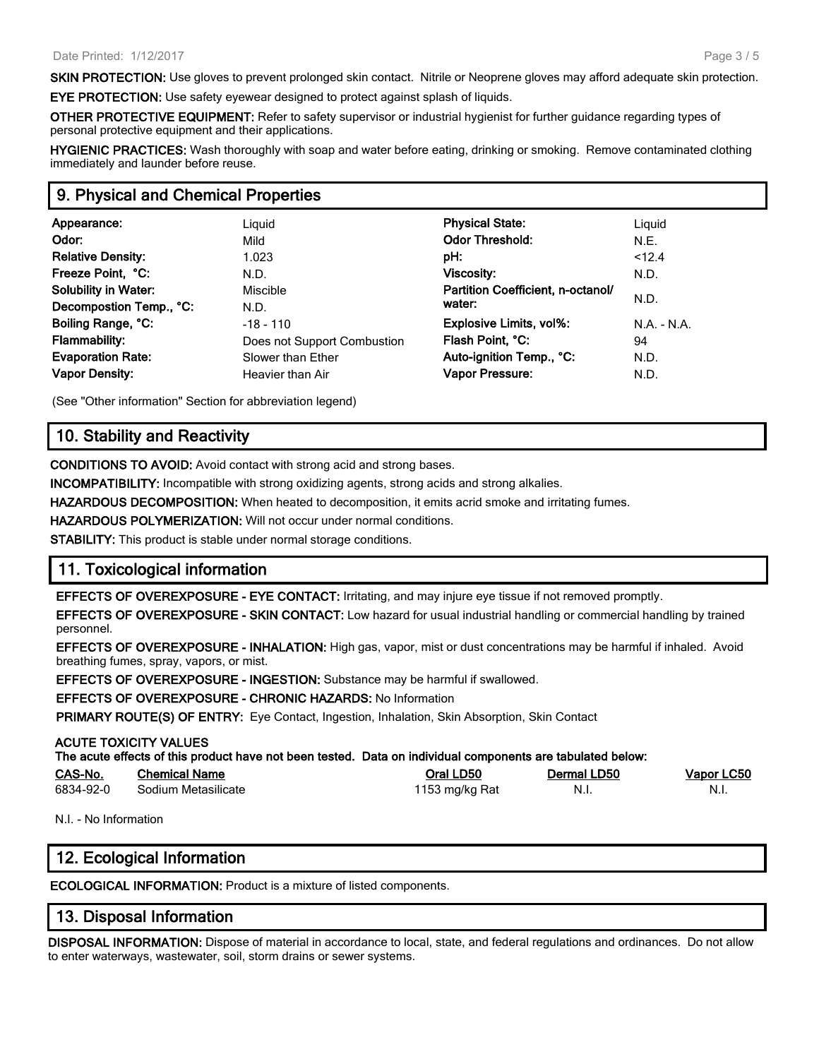**SKIN PROTECTION:** Use gloves to prevent prolonged skin contact. Nitrile or Neoprene gloves may afford adequate skin protection.

**EYE PROTECTION:** Use safety eyewear designed to protect against splash of liquids.

**OTHER PROTECTIVE EQUIPMENT:** Refer to safety supervisor or industrial hygienist for further guidance regarding types of personal protective equipment and their applications.

**HYGIENIC PRACTICES:** Wash thoroughly with soap and water before eating, drinking or smoking. Remove contaminated clothing immediately and launder before reuse.

## 9. Physical and Chemical Properties

| | | | |
|---|---|---|---|
| **Appearance:** | Liquid | **Physical State:** | Liquid |
| **Odor:** | Mild | **Odor Threshold:** | N.E. |
| **Relative Density:** | 1.023 | **pH:** | <12.4 |
| **Freeze Point, °C:** | N.D. | **Viscosity:** | N.D. |
| **Solubility in Water:** | Miscible | **Partition Coefficient, n-octanol/ water:** | N.D. |
| **Decompostion Temp., °C:** | N.D. | | |
| **Boiling Range, °C:** | -18 - 110 | **Explosive Limits, vol%:** | N.A. - N.A. |
| **Flammability:** | Does not Support Combustion | **Flash Point, °C:** | 94 |
| **Evaporation Rate:** | Slower than Ether | **Auto-ignition Temp., °C:** | N.D. |
| **Vapor Density:** | Heavier than Air | **Vapor Pressure:** | N.D. |

(See "Other information" Section for abbreviation legend)

## 10. Stability and Reactivity

**CONDITIONS TO AVOID:** Avoid contact with strong acid and strong bases.

**INCOMPATIBILITY:** Incompatible with strong oxidizing agents, strong acids and strong alkalies.

**HAZARDOUS DECOMPOSITION:** When heated to decomposition, it emits acrid smoke and irritating fumes.

**HAZARDOUS POLYMERIZATION:** Will not occur under normal conditions.

**STABILITY:** This product is stable under normal storage conditions.

## 11. Toxicological information

**EFFECTS OF OVEREXPOSURE - EYE CONTACT:** Irritating, and may injure eye tissue if not removed promptly.

**EFFECTS OF OVEREXPOSURE - SKIN CONTACT:** Low hazard for usual industrial handling or commercial handling by trained personnel.

**EFFECTS OF OVEREXPOSURE - INHALATION:** High gas, vapor, mist or dust concentrations may be harmful if inhaled. Avoid breathing fumes, spray, vapors, or mist.

**EFFECTS OF OVEREXPOSURE - INGESTION:** Substance may be harmful if swallowed.

**EFFECTS OF OVEREXPOSURE - CHRONIC HAZARDS:** No Information

**PRIMARY ROUTE(S) OF ENTRY:** Eye Contact, Ingestion, Inhalation, Skin Absorption, Skin Contact

**ACUTE TOXICITY VALUES**

**The acute effects of this product have not been tested. Data on individual components are tabulated below:**

| CAS-No. | Chemical Name | Oral LD50 | Dermal LD50 | Vapor LC50 |
|---|---|---|---|---|
| 6834-92-0 | Sodium Metasilicate | 1153 mg/kg Rat | N.I. | N.I. |

N.I. - No Information

## 12. Ecological Information

**ECOLOGICAL INFORMATION:** Product is a mixture of listed components.

## 13. Disposal Information

**DISPOSAL INFORMATION:** Dispose of material in accordance to local, state, and federal regulations and ordinances. Do not allow to enter waterways, wastewater, soil, storm drains or sewer systems.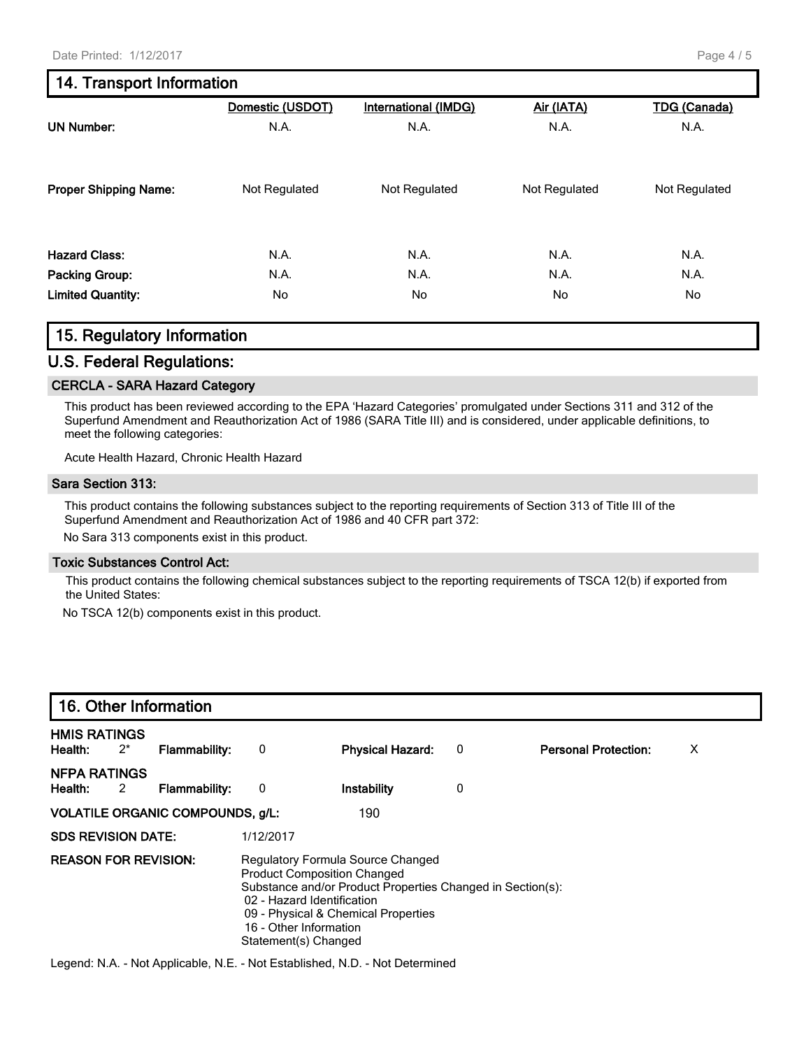## 14. Transport Information

| | Domestic (USDOT) | International (IMDG) | Air (IATA) | TDG (Canada) |
|---|---|---|---|---|
| **UN Number:** | N.A. | N.A. | N.A. | N.A. |
| **Proper Shipping Name:** | Not Regulated | Not Regulated | Not Regulated | Not Regulated |
| **Hazard Class:** | N.A. | N.A. | N.A. | N.A. |
| **Packing Group:** | N.A. | N.A. | N.A. | N.A. |
| **Limited Quantity:** | No | No | No | No |

## 15. Regulatory Information

## U.S. Federal Regulations:

### CERCLA - SARA Hazard Category

This product has been reviewed according to the EPA 'Hazard Categories' promulgated under Sections 311 and 312 of the Superfund Amendment and Reauthorization Act of 1986 (SARA Title III) and is considered, under applicable definitions, to meet the following categories:

Acute Health Hazard, Chronic Health Hazard

### Sara Section 313:

This product contains the following substances subject to the reporting requirements of Section 313 of Title III of the Superfund Amendment and Reauthorization Act of 1986 and 40 CFR part 372:

No Sara 313 components exist in this product.

### Toxic Substances Control Act:

This product contains the following chemical substances subject to the reporting requirements of TSCA 12(b) if exported from the United States:

No TSCA 12(b) components exist in this product.

## 16. Other Information

**HMIS RATINGS**

| | | | | | | | |
|---|---|---|---|---|---|---|---|
| **Health:** | 2* | **Flammability:** | 0 | **Physical Hazard:** | 0 | **Personal Protection:** | X |

**NFPA RATINGS**

| | | | | | |
|---|---|---|---|---|---|
| **Health:** | 2 | **Flammability:** | 0 | **Instability** | 0 |

**VOLATILE ORGANIC COMPOUNDS, g/L:** 190

**SDS REVISION DATE:** 1/12/2017

**REASON FOR REVISION:**

Regulatory Formula Source Changed
Product Composition Changed
Substance and/or Product Properties Changed in Section(s):
- 02 - Hazard Identification
- 09 - Physical & Chemical Properties
- 16 - Other Information

Statement(s) Changed

Legend: N.A. - Not Applicable, N.E. - Not Established, N.D. - Not Determined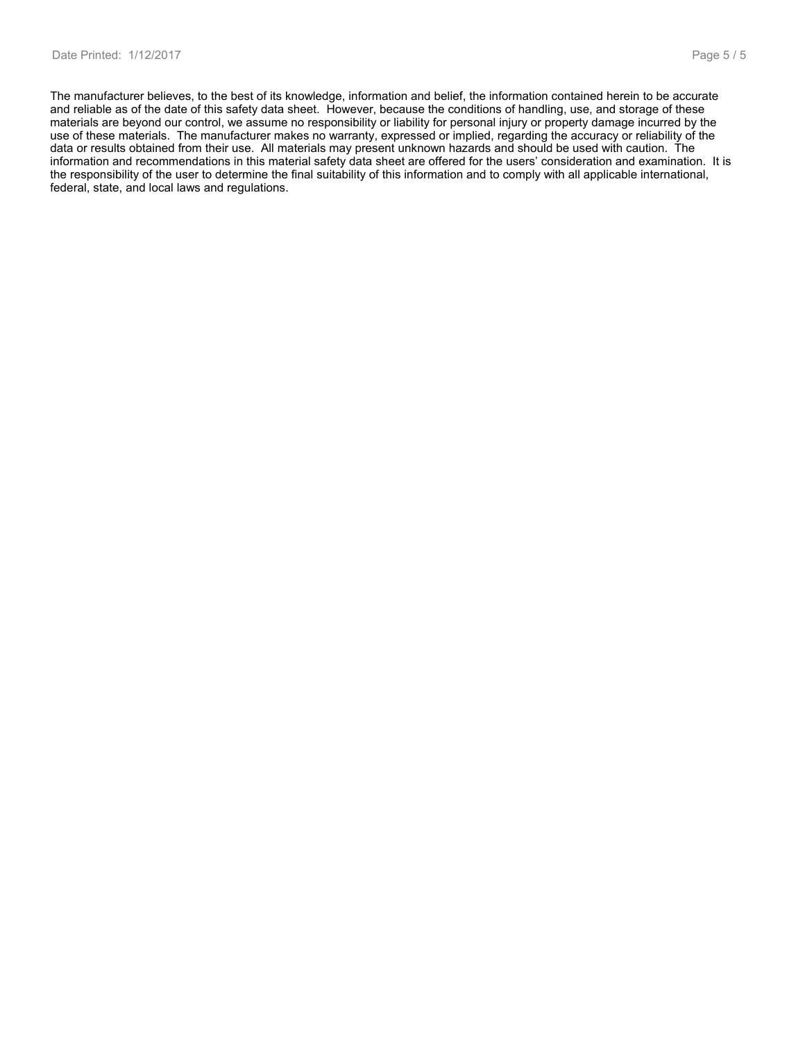The manufacturer believes, to the best of its knowledge, information and belief, the information contained herein to be accurate and reliable as of the date of this safety data sheet. However, because the conditions of handling, use, and storage of these materials are beyond our control, we assume no responsibility or liability for personal injury or property damage incurred by the use of these materials. The manufacturer makes no warranty, expressed or implied, regarding the accuracy or reliability of the data or results obtained from their use. All materials may present unknown hazards and should be used with caution. The information and recommendations in this material safety data sheet are offered for the users' consideration and examination. It is the responsibility of the user to determine the final suitability of this information and to comply with all applicable international, federal, state, and local laws and regulations.